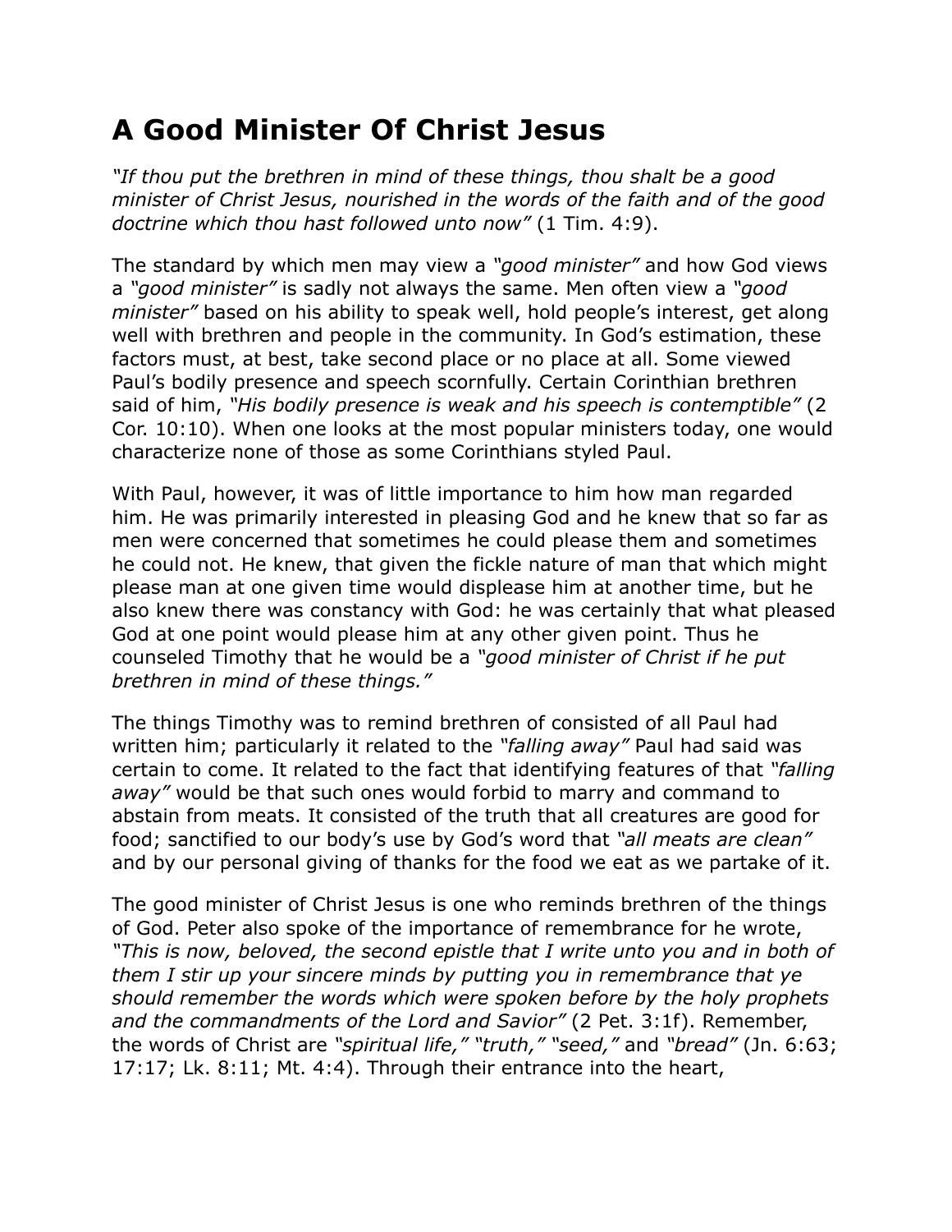# A Good Minister Of Christ Jesus

*"If thou put the brethren in mind of these things, thou shalt be a good minister of Christ Jesus, nourished in the words of the faith and of the good doctrine which thou hast followed unto now"* (1 Tim. 4:9).

The standard by which men may view a *"good minister"* and how God views a *"good minister"* is sadly not always the same. Men often view a *"good minister"* based on his ability to speak well, hold people's interest, get along well with brethren and people in the community. In God's estimation, these factors must, at best, take second place or no place at all. Some viewed Paul's bodily presence and speech scornfully. Certain Corinthian brethren said of him, *"His bodily presence is weak and his speech is contemptible"* (2 Cor. 10:10). When one looks at the most popular ministers today, one would characterize none of those as some Corinthians styled Paul.

With Paul, however, it was of little importance to him how man regarded him. He was primarily interested in pleasing God and he knew that so far as men were concerned that sometimes he could please them and sometimes he could not. He knew, that given the fickle nature of man that which might please man at one given time would displease him at another time, but he also knew there was constancy with God: he was certainly that what pleased God at one point would please him at any other given point. Thus he counseled Timothy that he would be a *"good minister of Christ if he put brethren in mind of these things."*

The things Timothy was to remind brethren of consisted of all Paul had written him; particularly it related to the *"falling away"* Paul had said was certain to come. It related to the fact that identifying features of that *"falling away"* would be that such ones would forbid to marry and command to abstain from meats. It consisted of the truth that all creatures are good for food; sanctified to our body's use by God's word that *"all meats are clean"* and by our personal giving of thanks for the food we eat as we partake of it.

The good minister of Christ Jesus is one who reminds brethren of the things of God. Peter also spoke of the importance of remembrance for he wrote, *"This is now, beloved, the second epistle that I write unto you and in both of them I stir up your sincere minds by putting you in remembrance that ye should remember the words which were spoken before by the holy prophets and the commandments of the Lord and Savior"* (2 Pet. 3:1f). Remember, the words of Christ are *"spiritual life," "truth," "seed,"* and *"bread"* (Jn. 6:63; 17:17; Lk. 8:11; Mt. 4:4). Through their entrance into the heart,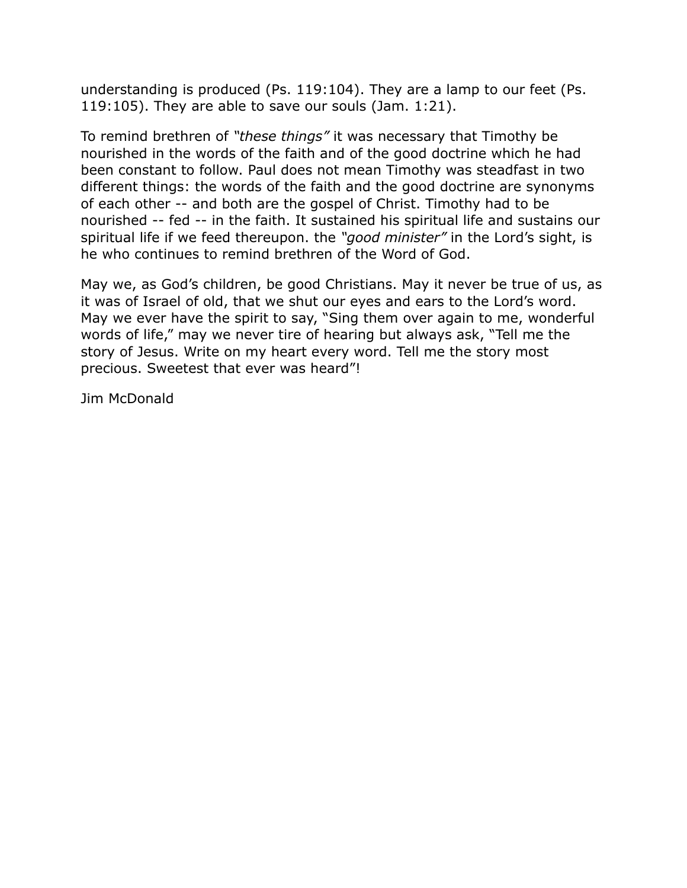understanding is produced (Ps. 119:104). They are a lamp to our feet (Ps. 119:105). They are able to save our souls (Jam. 1:21).

To remind brethren of *"these things"* it was necessary that Timothy be nourished in the words of the faith and of the good doctrine which he had been constant to follow. Paul does not mean Timothy was steadfast in two different things: the words of the faith and the good doctrine are synonyms of each other -- and both are the gospel of Christ. Timothy had to be nourished -- fed -- in the faith. It sustained his spiritual life and sustains our spiritual life if we feed thereupon. the *"good minister"* in the Lord's sight, is he who continues to remind brethren of the Word of God.

May we, as God's children, be good Christians. May it never be true of us, as it was of Israel of old, that we shut our eyes and ears to the Lord's word. May we ever have the spirit to say, "Sing them over again to me, wonderful words of life," may we never tire of hearing but always ask, "Tell me the story of Jesus. Write on my heart every word. Tell me the story most precious. Sweetest that ever was heard"!

Jim McDonald